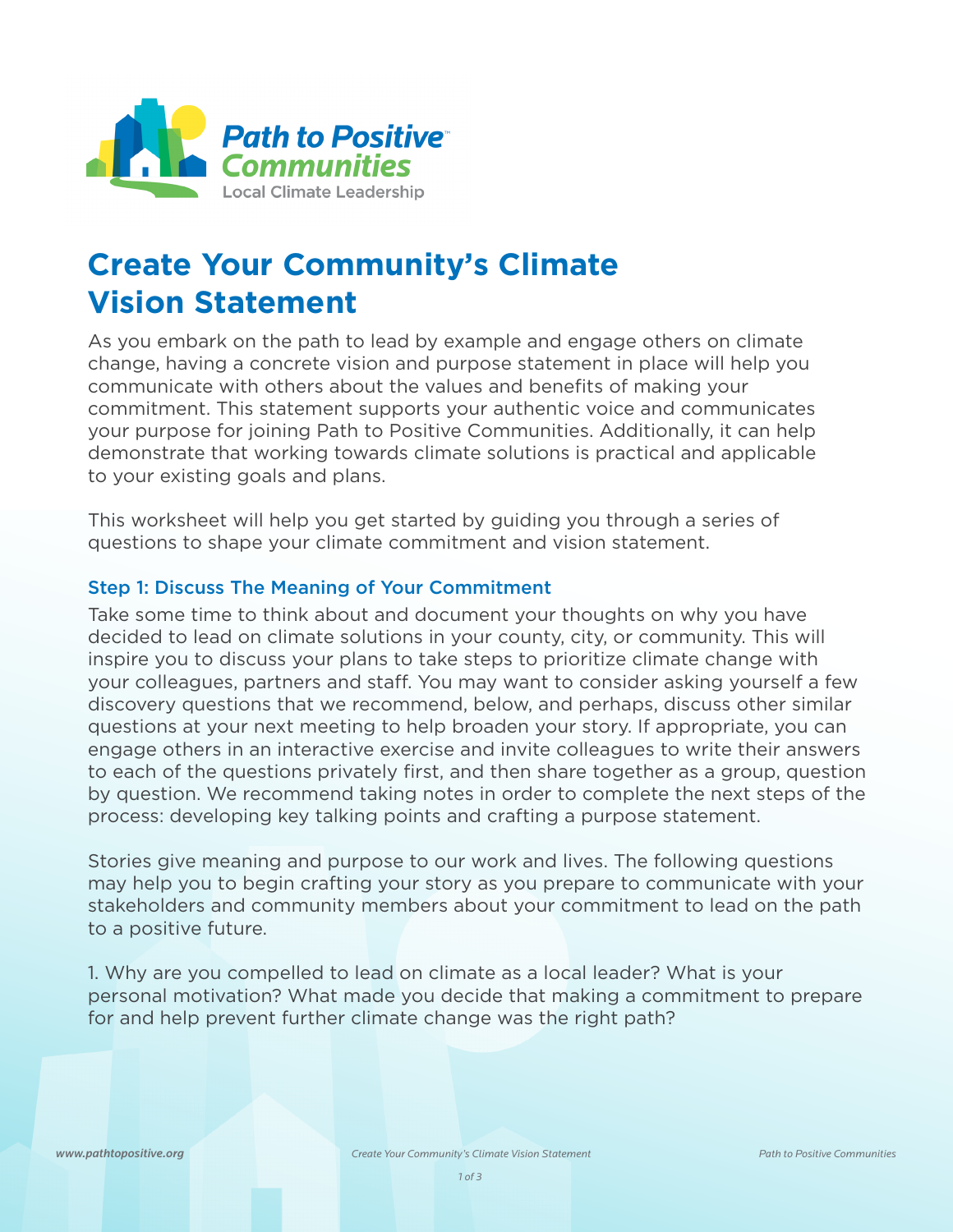Path to Positive™ Communities

Local Climate Leadership

# Create Your Community's Climate Vision Statement

As you embark on the path to lead by example and engage others on climate change, having a concrete vision and purpose statement in place will help you communicate with others about the values and benefits of making your commitment. This statement supports your authentic voice and communicates your purpose for joining Path to Positive Communities. Additionally, it can help demonstrate that working towards climate solutions is practical and applicable to your existing goals and plans.

This worksheet will help you get started by guiding you through a series of questions to shape your climate commitment and vision statement.

### Step 1: Discuss The Meaning of Your Commitment

Take some time to think about and document your thoughts on why you have decided to lead on climate solutions in your county, city, or community. This will inspire you to discuss your plans to take steps to prioritize climate change with your colleagues, partners and staff. You may want to consider asking yourself a few discovery questions that we recommend, below, and perhaps, discuss other similar questions at your next meeting to help broaden your story. If appropriate, you can engage others in an interactive exercise and invite colleagues to write their answers to each of the questions privately first, and then share together as a group, question by question. We recommend taking notes in order to complete the next steps of the process: developing key talking points and crafting a purpose statement.

Stories give meaning and purpose to our work and lives. The following questions may help you to begin crafting your story as you prepare to communicate with your stakeholders and community members about your commitment to lead on the path to a positive future.

1. Why are you compelled to lead on climate as a local leader? What is your personal motivation? What made you decide that making a commitment to prepare for and help prevent further climate change was the right path?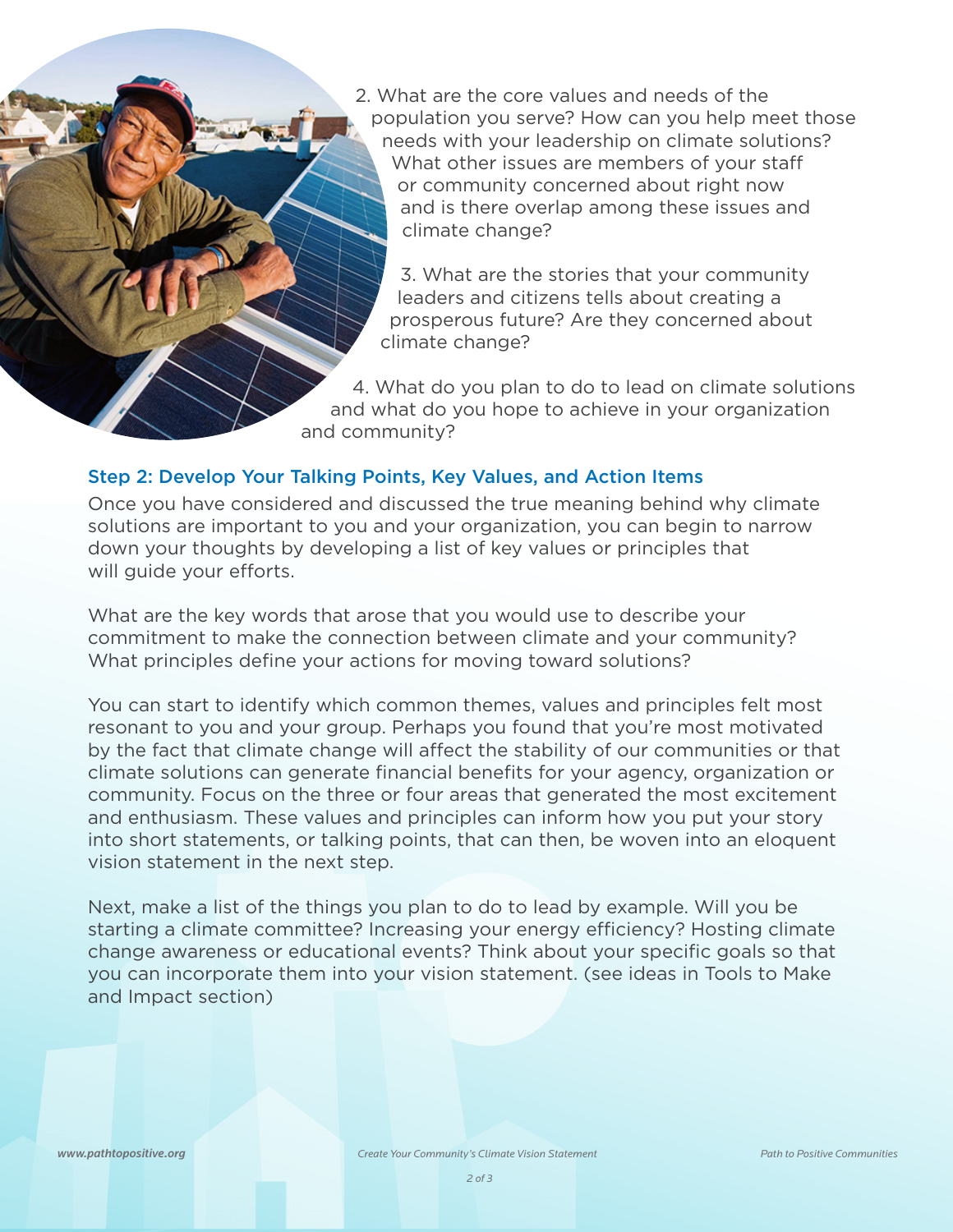2. What are the core values and needs of the population you serve? How can you help meet those needs with your leadership on climate solutions? What other issues are members of your staff or community concerned about right now and is there overlap among these issues and climate change?

3. What are the stories that your community leaders and citizens tells about creating a prosperous future? Are they concerned about climate change?

4. What do you plan to do to lead on climate solutions and what do you hope to achieve in your organization and community?

### Step 2: Develop Your Talking Points, Key Values, and Action Items

Once you have considered and discussed the true meaning behind why climate solutions are important to you and your organization, you can begin to narrow down your thoughts by developing a list of key values or principles that will guide your efforts.

What are the key words that arose that you would use to describe your commitment to make the connection between climate and your community? What principles define your actions for moving toward solutions?

You can start to identify which common themes, values and principles felt most resonant to you and your group. Perhaps you found that you're most motivated by the fact that climate change will affect the stability of our communities or that climate solutions can generate financial benefits for your agency, organization or community. Focus on the three or four areas that generated the most excitement and enthusiasm. These values and principles can inform how you put your story into short statements, or talking points, that can then, be woven into an eloquent vision statement in the next step.

Next, make a list of the things you plan to do to lead by example. Will you be starting a climate committee? Increasing your energy efficiency? Hosting climate change awareness or educational events? Think about your specific goals so that you can incorporate them into your vision statement. (see ideas in Tools to Make and Impact section)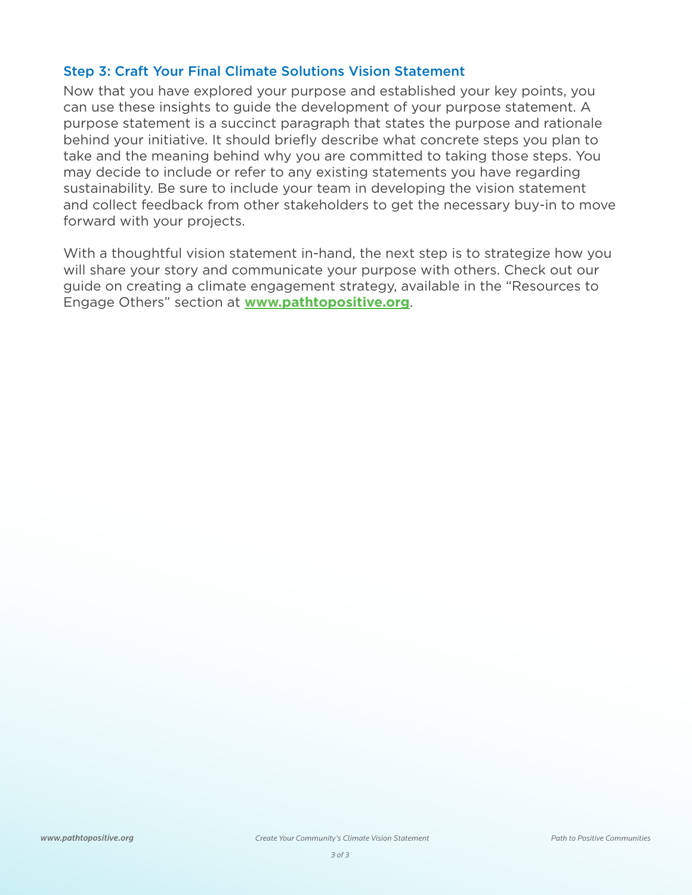### Step 3: Craft Your Final Climate Solutions Vision Statement

Now that you have explored your purpose and established your key points, you can use these insights to guide the development of your purpose statement. A purpose statement is a succinct paragraph that states the purpose and rationale behind your initiative. It should briefly describe what concrete steps you plan to take and the meaning behind why you are committed to taking those steps. You may decide to include or refer to any existing statements you have regarding sustainability. Be sure to include your team in developing the vision statement and collect feedback from other stakeholders to get the necessary buy-in to move forward with your projects.

With a thoughtful vision statement in-hand, the next step is to strategize how you will share your story and communicate your purpose with others. Check out our guide on creating a climate engagement strategy, available in the "Resources to Engage Others" section at **www.pathtopositive.org**.